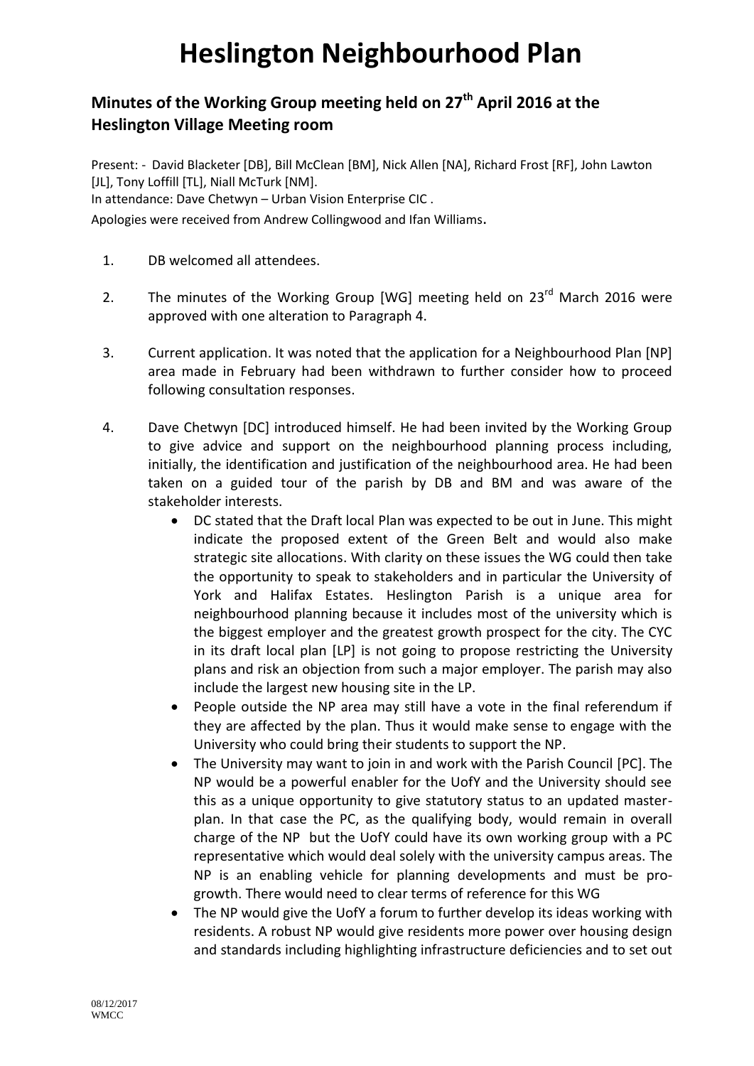# Heslington Neighbourhood Plan

## Minutes of the Working Group meeting held on 27th April 2016 at the Heslington Village Meeting room

Present: - David Blacketer [DB], Bill McClean [BM], Nick Allen [NA], Richard Frost [RF], John Lawton [JL], Tony Loffill [TL], Niall McTurk [NM].

In attendance: Dave Chetwyn – Urban Vision Enterprise CIC .

Apologies were received from Andrew Collingwood and Ifan Williams.

1. DB welcomed all attendees.

2. The minutes of the Working Group [WG] meeting held on 23rd March 2016 were approved with one alteration to Paragraph 4.

3. Current application. It was noted that the application for a Neighbourhood Plan [NP] area made in February had been withdrawn to further consider how to proceed following consultation responses.

4. Dave Chetwyn [DC] introduced himself. He had been invited by the Working Group to give advice and support on the neighbourhood planning process including, initially, the identification and justification of the neighbourhood area. He had been taken on a guided tour of the parish by DB and BM and was aware of the stakeholder interests.
   - DC stated that the Draft local Plan was expected to be out in June. This might indicate the proposed extent of the Green Belt and would also make strategic site allocations. With clarity on these issues the WG could then take the opportunity to speak to stakeholders and in particular the University of York and Halifax Estates. Heslington Parish is a unique area for neighbourhood planning because it includes most of the university which is the biggest employer and the greatest growth prospect for the city. The CYC in its draft local plan [LP] is not going to propose restricting the University plans and risk an objection from such a major employer. The parish may also include the largest new housing site in the LP.
   - People outside the NP area may still have a vote in the final referendum if they are affected by the plan. Thus it would make sense to engage with the University who could bring their students to support the NP.
   - The University may want to join in and work with the Parish Council [PC]. The NP would be a powerful enabler for the UofY and the University should see this as a unique opportunity to give statutory status to an updated master-plan. In that case the PC, as the qualifying body, would remain in overall charge of the NP but the UofY could have its own working group with a PC representative which would deal solely with the university campus areas. The NP is an enabling vehicle for planning developments and must be pro-growth. There would need to clear terms of reference for this WG
   - The NP would give the UofY a forum to further develop its ideas working with residents. A robust NP would give residents more power over housing design and standards including highlighting infrastructure deficiencies and to set out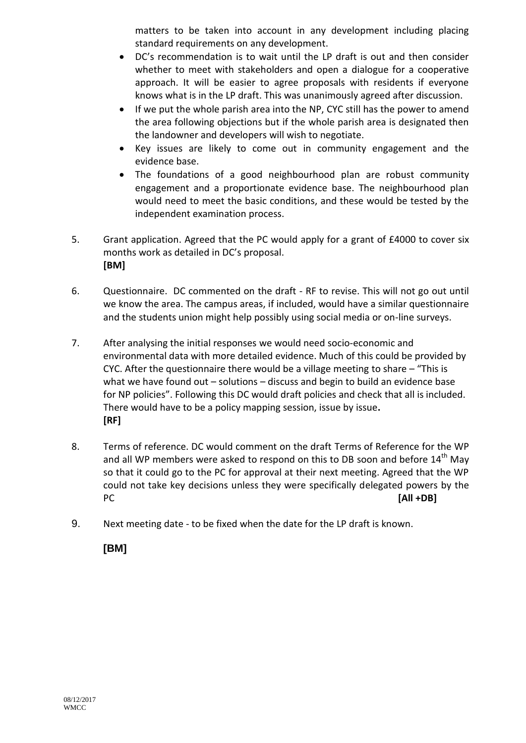matters to be taken into account in any development including placing standard requirements on any development.

- DC's recommendation is to wait until the LP draft is out and then consider whether to meet with stakeholders and open a dialogue for a cooperative approach. It will be easier to agree proposals with residents if everyone knows what is in the LP draft. This was unanimously agreed after discussion.
- If we put the whole parish area into the NP, CYC still has the power to amend the area following objections but if the whole parish area is designated then the landowner and developers will wish to negotiate.
- Key issues are likely to come out in community engagement and the evidence base.
- The foundations of a good neighbourhood plan are robust community engagement and a proportionate evidence base. The neighbourhood plan would need to meet the basic conditions, and these would be tested by the independent examination process.

5. Grant application. Agreed that the PC would apply for a grant of £4000 to cover six months work as detailed in DC's proposal.
**[BM]**

6. Questionnaire. DC commented on the draft - RF to revise. This will not go out until we know the area. The campus areas, if included, would have a similar questionnaire and the students union might help possibly using social media or on-line surveys.

7. After analysing the initial responses we would need socio-economic and environmental data with more detailed evidence. Much of this could be provided by CYC. After the questionnaire there would be a village meeting to share – "This is what we have found out – solutions – discuss and begin to build an evidence base for NP policies". Following this DC would draft policies and check that all is included. There would have to be a policy mapping session, issue by issue.
**[RF]**

8. Terms of reference. DC would comment on the draft Terms of Reference for the WP and all WP members were asked to respond on this to DB soon and before 14th May so that it could go to the PC for approval at their next meeting. Agreed that the WP could not take key decisions unless they were specifically delegated powers by the PC **[All +DB]**

9. Next meeting date - to be fixed when the date for the LP draft is known.

**[BM]**

08/12/2017
WMCC